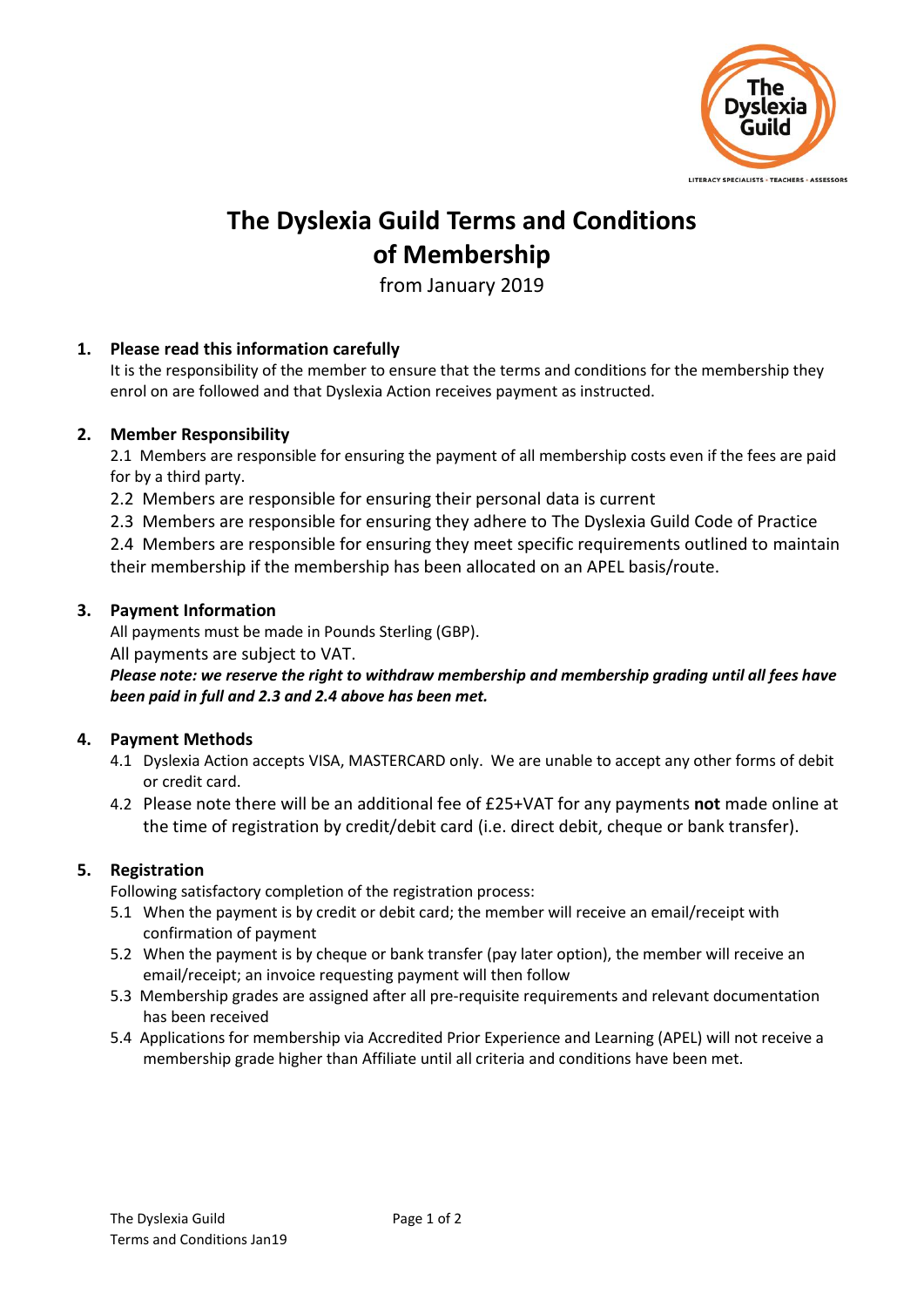# The Dyslexia Guild Terms and Conditions of Membership

from January 2019

## 1. Please read this information carefully

It is the responsibility of the member to ensure that the terms and conditions for the membership they enrol on are followed and that Dyslexia Action receives payment as instructed.

## 2. Member Responsibility

2.1 Members are responsible for ensuring the payment of all membership costs even if the fees are paid for by a third party.

2.2 Members are responsible for ensuring their personal data is current

2.3 Members are responsible for ensuring they adhere to The Dyslexia Guild Code of Practice

2.4 Members are responsible for ensuring they meet specific requirements outlined to maintain their membership if the membership has been allocated on an APEL basis/route.

## 3. Payment Information

All payments must be made in Pounds Sterling (GBP).

All payments are subject to VAT.

***Please note: we reserve the right to withdraw membership and membership grading until all fees have been paid in full and 2.3 and 2.4 above has been met.***

## 4. Payment Methods

4.1 Dyslexia Action accepts VISA, MASTERCARD only. We are unable to accept any other forms of debit or credit card.

4.2 Please note there will be an additional fee of £25+VAT for any payments **not** made online at the time of registration by credit/debit card (i.e. direct debit, cheque or bank transfer).

## 5. Registration

Following satisfactory completion of the registration process:

5.1 When the payment is by credit or debit card; the member will receive an email/receipt with confirmation of payment

5.2 When the payment is by cheque or bank transfer (pay later option), the member will receive an email/receipt; an invoice requesting payment will then follow

5.3 Membership grades are assigned after all pre-requisite requirements and relevant documentation has been received

5.4 Applications for membership via Accredited Prior Experience and Learning (APEL) will not receive a membership grade higher than Affiliate until all criteria and conditions have been met.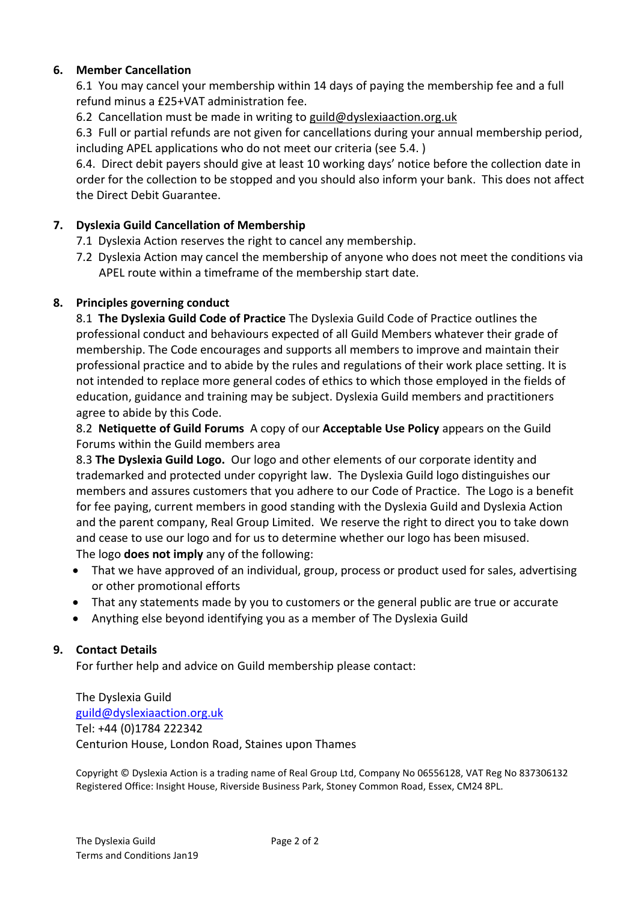## 6. Member Cancellation

6.1 You may cancel your membership within 14 days of paying the membership fee and a full refund minus a £25+VAT administration fee.

6.2 Cancellation must be made in writing to guild@dyslexiaaction.org.uk

6.3 Full or partial refunds are not given for cancellations during your annual membership period, including APEL applications who do not meet our criteria (see 5.4. )

6.4. Direct debit payers should give at least 10 working days' notice before the collection date in order for the collection to be stopped and you should also inform your bank. This does not affect the Direct Debit Guarantee.

## 7. Dyslexia Guild Cancellation of Membership

7.1 Dyslexia Action reserves the right to cancel any membership.

7.2 Dyslexia Action may cancel the membership of anyone who does not meet the conditions via APEL route within a timeframe of the membership start date.

## 8. Principles governing conduct

8.1 **The Dyslexia Guild Code of Practice** The Dyslexia Guild Code of Practice outlines the professional conduct and behaviours expected of all Guild Members whatever their grade of membership. The Code encourages and supports all members to improve and maintain their professional practice and to abide by the rules and regulations of their work place setting. It is not intended to replace more general codes of ethics to which those employed in the fields of education, guidance and training may be subject. Dyslexia Guild members and practitioners agree to abide by this Code.

8.2 **Netiquette of Guild Forums** A copy of our **Acceptable Use Policy** appears on the Guild Forums within the Guild members area

8.3 **The Dyslexia Guild Logo.** Our logo and other elements of our corporate identity and trademarked and protected under copyright law. The Dyslexia Guild logo distinguishes our members and assures customers that you adhere to our Code of Practice. The Logo is a benefit for fee paying, current members in good standing with the Dyslexia Guild and Dyslexia Action and the parent company, Real Group Limited. We reserve the right to direct you to take down and cease to use our logo and for us to determine whether our logo has been misused.
The logo **does not imply** any of the following:

- That we have approved of an individual, group, process or product used for sales, advertising or other promotional efforts
- That any statements made by you to customers or the general public are true or accurate
- Anything else beyond identifying you as a member of The Dyslexia Guild

## 9. Contact Details

For further help and advice on Guild membership please contact:

The Dyslexia Guild
guild@dyslexiaaction.org.uk
Tel: +44 (0)1784 222342
Centurion House, London Road, Staines upon Thames

Copyright © Dyslexia Action is a trading name of Real Group Ltd, Company No 06556128, VAT Reg No 837306132
Registered Office: Insight House, Riverside Business Park, Stoney Common Road, Essex, CM24 8PL.